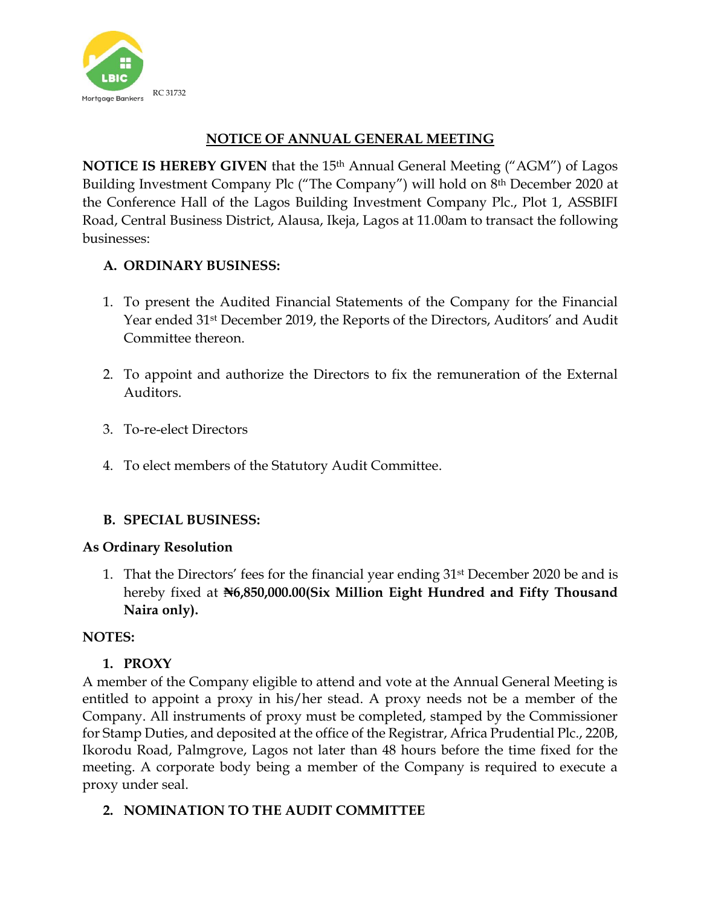RC 31732

# NOTICE OF ANNUAL GENERAL MEETING

**NOTICE IS HEREBY GIVEN** that the 15th Annual General Meeting ("AGM") of Lagos Building Investment Company Plc ("The Company") will hold on 8th December 2020 at the Conference Hall of the Lagos Building Investment Company Plc., Plot 1, ASSBIFI Road, Central Business District, Alausa, Ikeja, Lagos at 11.00am to transact the following businesses:

## A. ORDINARY BUSINESS:

1. To present the Audited Financial Statements of the Company for the Financial Year ended 31st December 2019, the Reports of the Directors, Auditors' and Audit Committee thereon.

2. To appoint and authorize the Directors to fix the remuneration of the External Auditors.

3. To-re-elect Directors

4. To elect members of the Statutory Audit Committee.

## B. SPECIAL BUSINESS:

**As Ordinary Resolution**

1. That the Directors' fees for the financial year ending 31st December 2020 be and is hereby fixed at **₦6,850,000.00(Six Million Eight Hundred and Fifty Thousand Naira only).**

**NOTES:**

**1. PROXY**

A member of the Company eligible to attend and vote at the Annual General Meeting is entitled to appoint a proxy in his/her stead. A proxy needs not be a member of the Company. All instruments of proxy must be completed, stamped by the Commissioner for Stamp Duties, and deposited at the office of the Registrar, Africa Prudential Plc., 220B, Ikorodu Road, Palmgrove, Lagos not later than 48 hours before the time fixed for the meeting. A corporate body being a member of the Company is required to execute a proxy under seal.

**2. NOMINATION TO THE AUDIT COMMITTEE**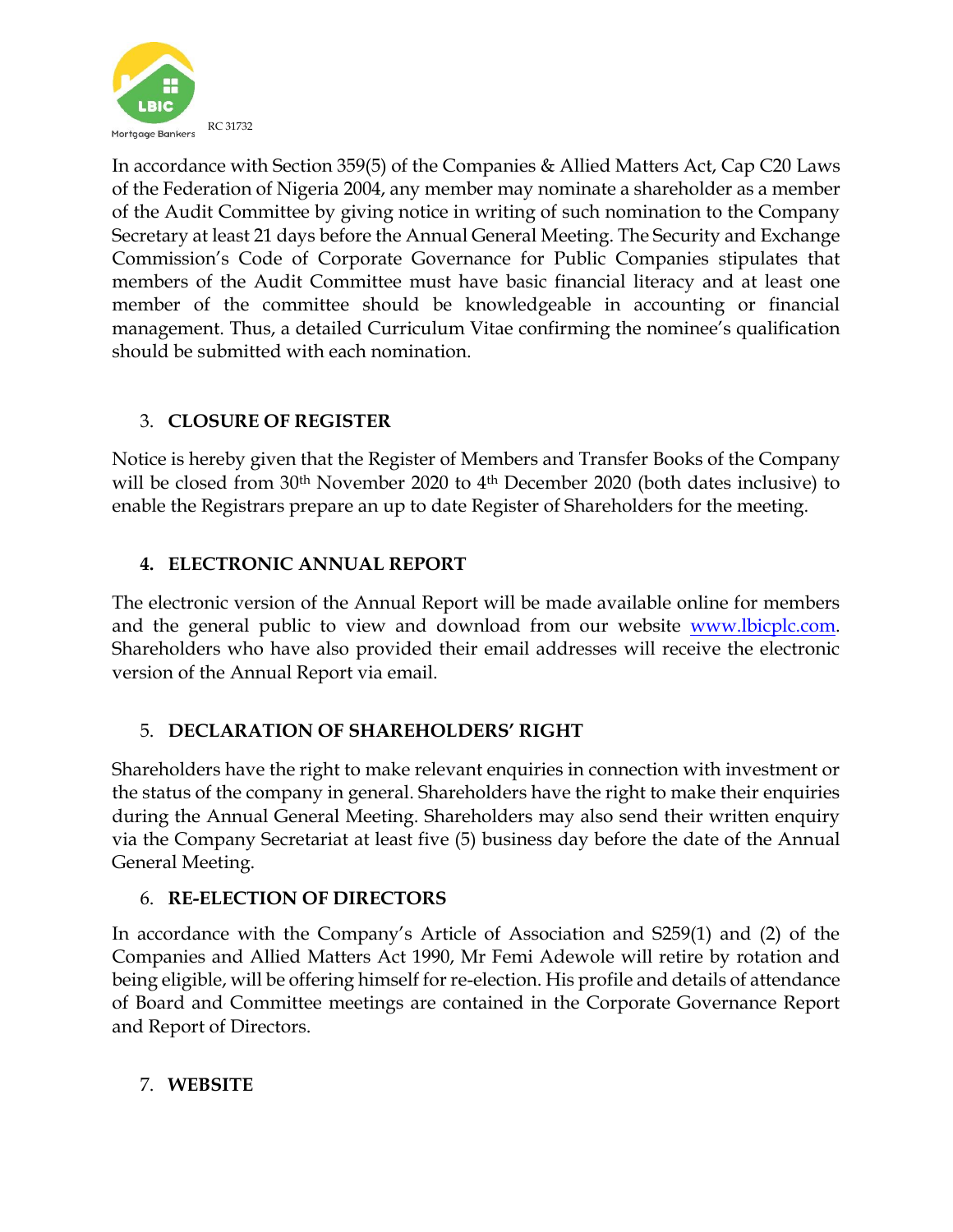RC 31732

In accordance with Section 359(5) of the Companies & Allied Matters Act, Cap C20 Laws of the Federation of Nigeria 2004, any member may nominate a shareholder as a member of the Audit Committee by giving notice in writing of such nomination to the Company Secretary at least 21 days before the Annual General Meeting. The Security and Exchange Commission's Code of Corporate Governance for Public Companies stipulates that members of the Audit Committee must have basic financial literacy and at least one member of the committee should be knowledgeable in accounting or financial management. Thus, a detailed Curriculum Vitae confirming the nominee's qualification should be submitted with each nomination.

3. **CLOSURE OF REGISTER**

Notice is hereby given that the Register of Members and Transfer Books of the Company will be closed from 30th November 2020 to 4th December 2020 (both dates inclusive) to enable the Registrars prepare an up to date Register of Shareholders for the meeting.

4. **ELECTRONIC ANNUAL REPORT**

The electronic version of the Annual Report will be made available online for members and the general public to view and download from our website www.lbicplc.com. Shareholders who have also provided their email addresses will receive the electronic version of the Annual Report via email.

5. **DECLARATION OF SHAREHOLDERS' RIGHT**

Shareholders have the right to make relevant enquiries in connection with investment or the status of the company in general. Shareholders have the right to make their enquiries during the Annual General Meeting. Shareholders may also send their written enquiry via the Company Secretariat at least five (5) business day before the date of the Annual General Meeting.

6. **RE-ELECTION OF DIRECTORS**

In accordance with the Company's Article of Association and S259(1) and (2) of the Companies and Allied Matters Act 1990, Mr Femi Adewole will retire by rotation and being eligible, will be offering himself for re-election. His profile and details of attendance of Board and Committee meetings are contained in the Corporate Governance Report and Report of Directors.

7. **WEBSITE**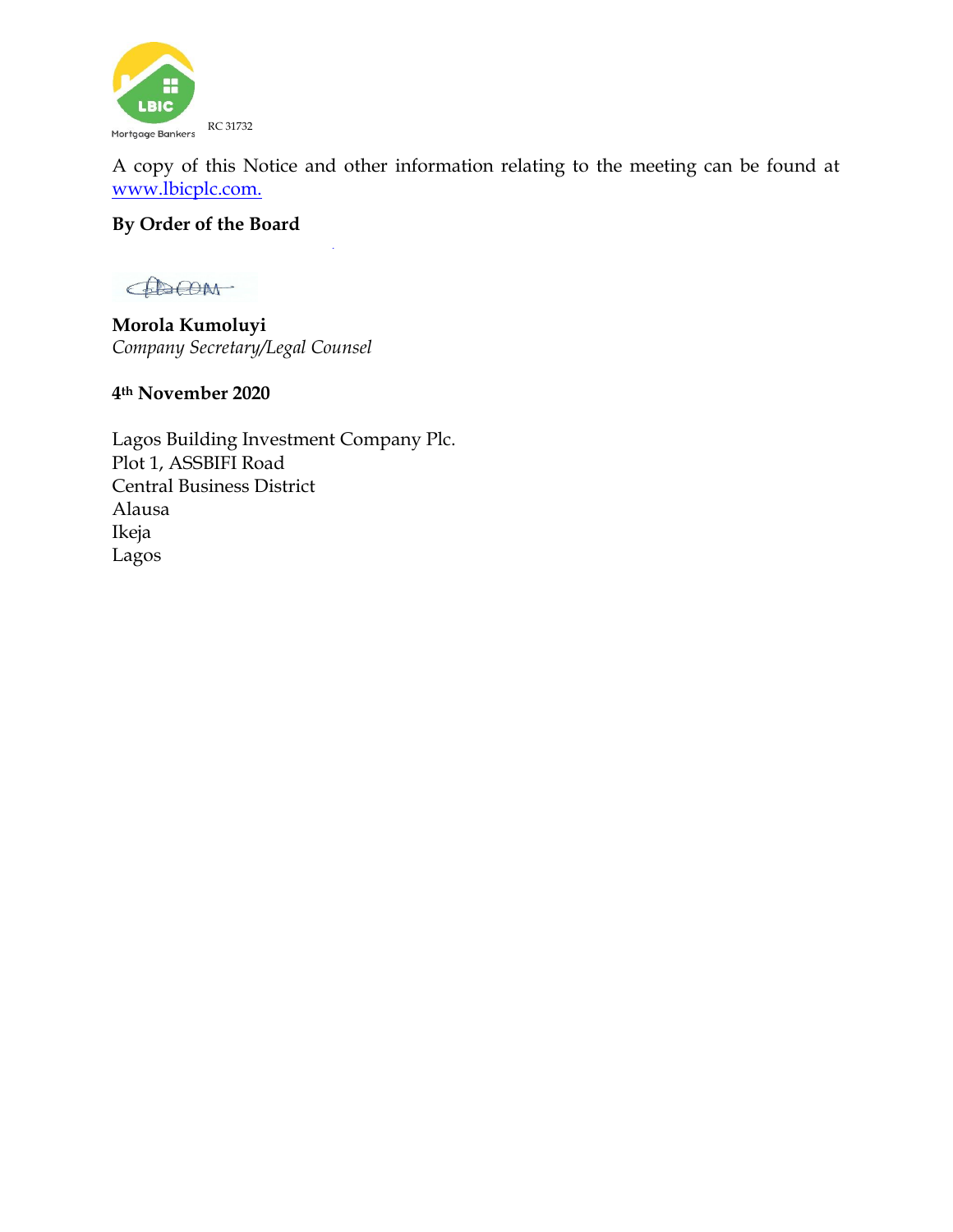RC 31732

A copy of this Notice and other information relating to the meeting can be found at www.lbicplc.com.

**By Order of the Board**

**Morola Kumoluyi**
*Company Secretary/Legal Counsel*

**4th November 2020**

Lagos Building Investment Company Plc.
Plot 1, ASSBIFI Road
Central Business District
Alausa
Ikeja
Lagos